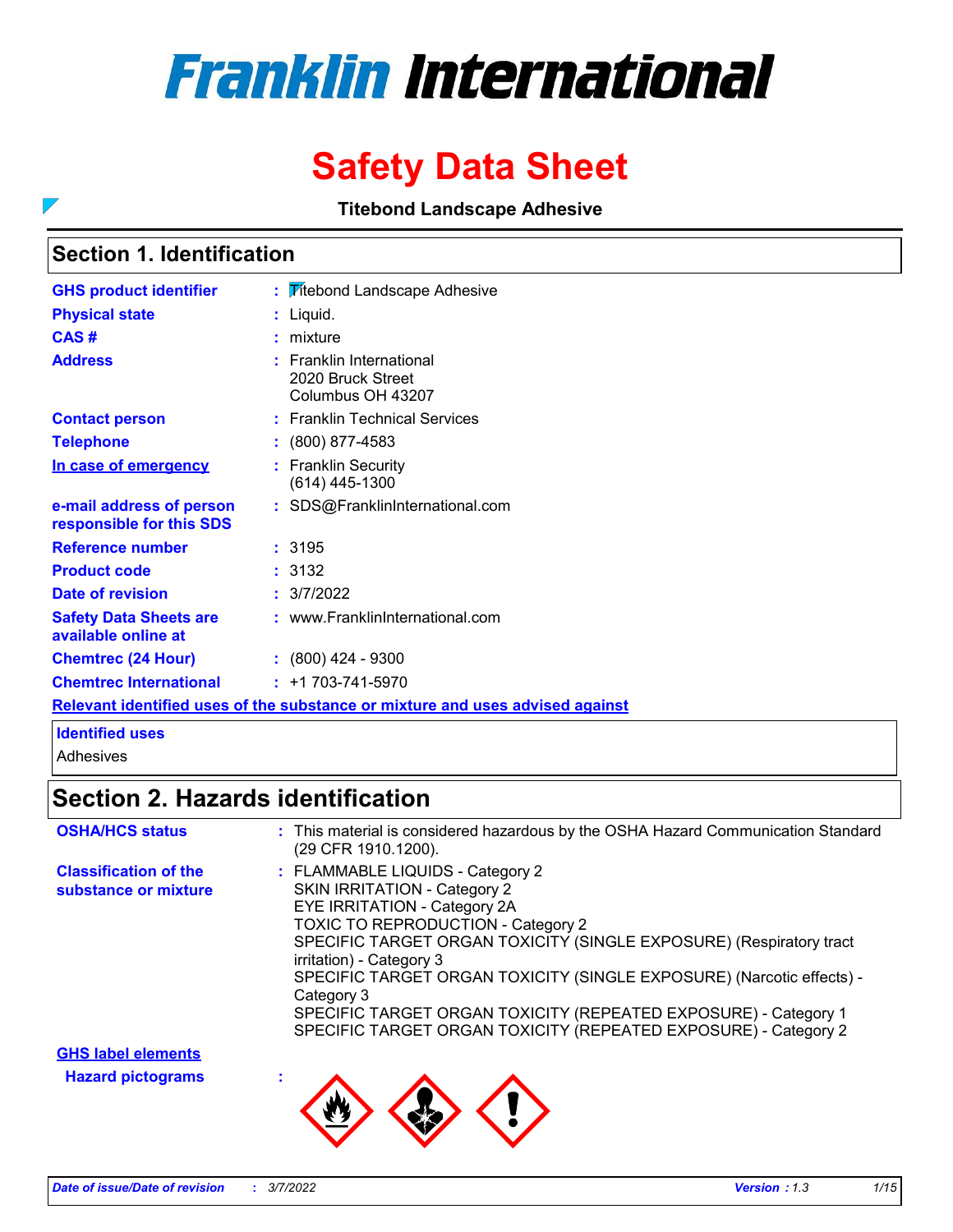# Franklin International

# Safety Data Sheet

**Titebond Landscape Adhesive**

## Section 1. Identification

| | | |
|---|---|---|
| **GHS product identifier** | : | Titebond Landscape Adhesive |
| **Physical state** | : | Liquid. |
| **CAS #** | : | mixture |
| **Address** | : | Franklin International<br>2020 Bruck Street<br>Columbus OH 43207 |
| **Contact person** | : | Franklin Technical Services |
| **Telephone** | : | (800) 877-4583 |
| **In case of emergency** | : | Franklin Security<br>(614) 445-1300 |
| **e-mail address of person responsible for this SDS** | : | SDS@FranklinInternational.com |
| **Reference number** | : | 3195 |
| **Product code** | : | 3132 |
| **Date of revision** | : | 3/7/2022 |
| **Safety Data Sheets are available online at** | : | www.FranklinInternational.com |
| **Chemtrec (24 Hour)** | : | (800) 424 - 9300 |
| **Chemtrec International** | : | +1 703-741-5970 |

**Relevant identified uses of the substance or mixture and uses advised against**

**Identified uses**

Adhesives

## Section 2. Hazards identification

| | | |
|---|---|---|
| **OSHA/HCS status** | : | This material is considered hazardous by the OSHA Hazard Communication Standard (29 CFR 1910.1200). |
| **Classification of the substance or mixture** | : | FLAMMABLE LIQUIDS - Category 2<br>SKIN IRRITATION - Category 2<br>EYE IRRITATION - Category 2A<br>TOXIC TO REPRODUCTION - Category 2<br>SPECIFIC TARGET ORGAN TOXICITY (SINGLE EXPOSURE) (Respiratory tract irritation) - Category 3<br>SPECIFIC TARGET ORGAN TOXICITY (SINGLE EXPOSURE) (Narcotic effects) - Category 3<br>SPECIFIC TARGET ORGAN TOXICITY (REPEATED EXPOSURE) - Category 1<br>SPECIFIC TARGET ORGAN TOXICITY (REPEATED EXPOSURE) - Category 2 |

**GHS label elements**

**Hazard pictograms** :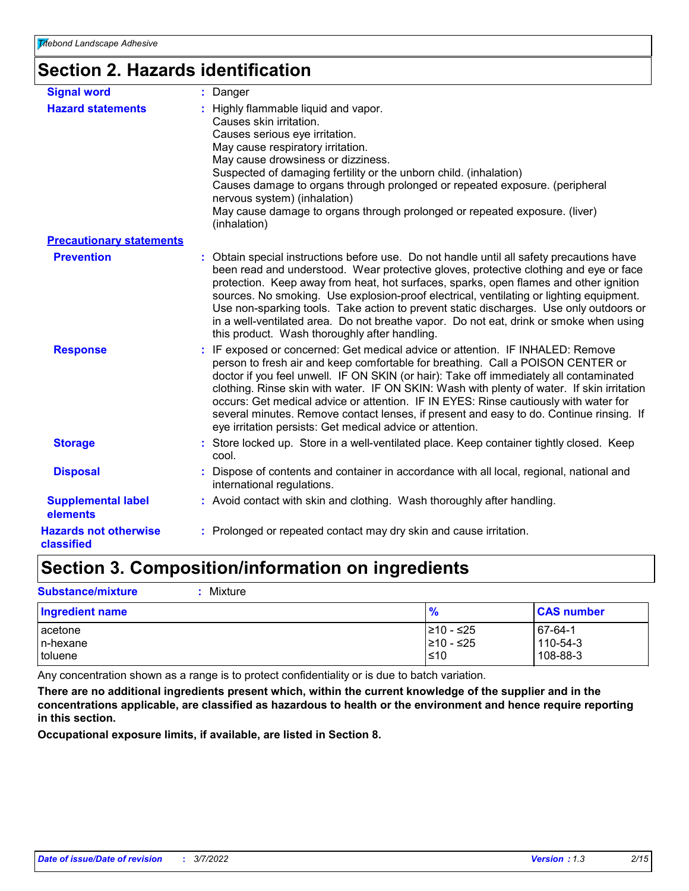## Section 2. Hazards identification

**Signal word** : Danger

**Hazard statements** : Highly flammable liquid and vapor.
Causes skin irritation.
Causes serious eye irritation.
May cause respiratory irritation.
May cause drowsiness or dizziness.
Suspected of damaging fertility or the unborn child. (inhalation)
Causes damage to organs through prolonged or repeated exposure. (peripheral nervous system) (inhalation)
May cause damage to organs through prolonged or repeated exposure. (liver) (inhalation)

**Precautionary statements**

**Prevention** : Obtain special instructions before use. Do not handle until all safety precautions have been read and understood. Wear protective gloves, protective clothing and eye or face protection. Keep away from heat, hot surfaces, sparks, open flames and other ignition sources. No smoking. Use explosion-proof electrical, ventilating or lighting equipment. Use non-sparking tools. Take action to prevent static discharges. Use only outdoors or in a well-ventilated area. Do not breathe vapor. Do not eat, drink or smoke when using this product. Wash thoroughly after handling.

**Response** : IF exposed or concerned: Get medical advice or attention. IF INHALED: Remove person to fresh air and keep comfortable for breathing. Call a POISON CENTER or doctor if you feel unwell. IF ON SKIN (or hair): Take off immediately all contaminated clothing. Rinse skin with water. IF ON SKIN: Wash with plenty of water. If skin irritation occurs: Get medical advice or attention. IF IN EYES: Rinse cautiously with water for several minutes. Remove contact lenses, if present and easy to do. Continue rinsing. If eye irritation persists: Get medical advice or attention.

**Storage** : Store locked up. Store in a well-ventilated place. Keep container tightly closed. Keep cool.

**Disposal** : Dispose of contents and container in accordance with all local, regional, national and international regulations.

**Supplemental label elements** : Avoid contact with skin and clothing. Wash thoroughly after handling.

**Hazards not otherwise classified** : Prolonged or repeated contact may dry skin and cause irritation.

## Section 3. Composition/information on ingredients

**Substance/mixture** : Mixture

| Ingredient name | % | CAS number |
|---|---|---|
| acetone | ≥10 - ≤25 | 67-64-1 |
| n-hexane | ≥10 - ≤25 | 110-54-3 |
| toluene | ≤10 | 108-88-3 |

Any concentration shown as a range is to protect confidentiality or is due to batch variation.

**There are no additional ingredients present which, within the current knowledge of the supplier and in the concentrations applicable, are classified as hazardous to health or the environment and hence require reporting in this section.**

**Occupational exposure limits, if available, are listed in Section 8.**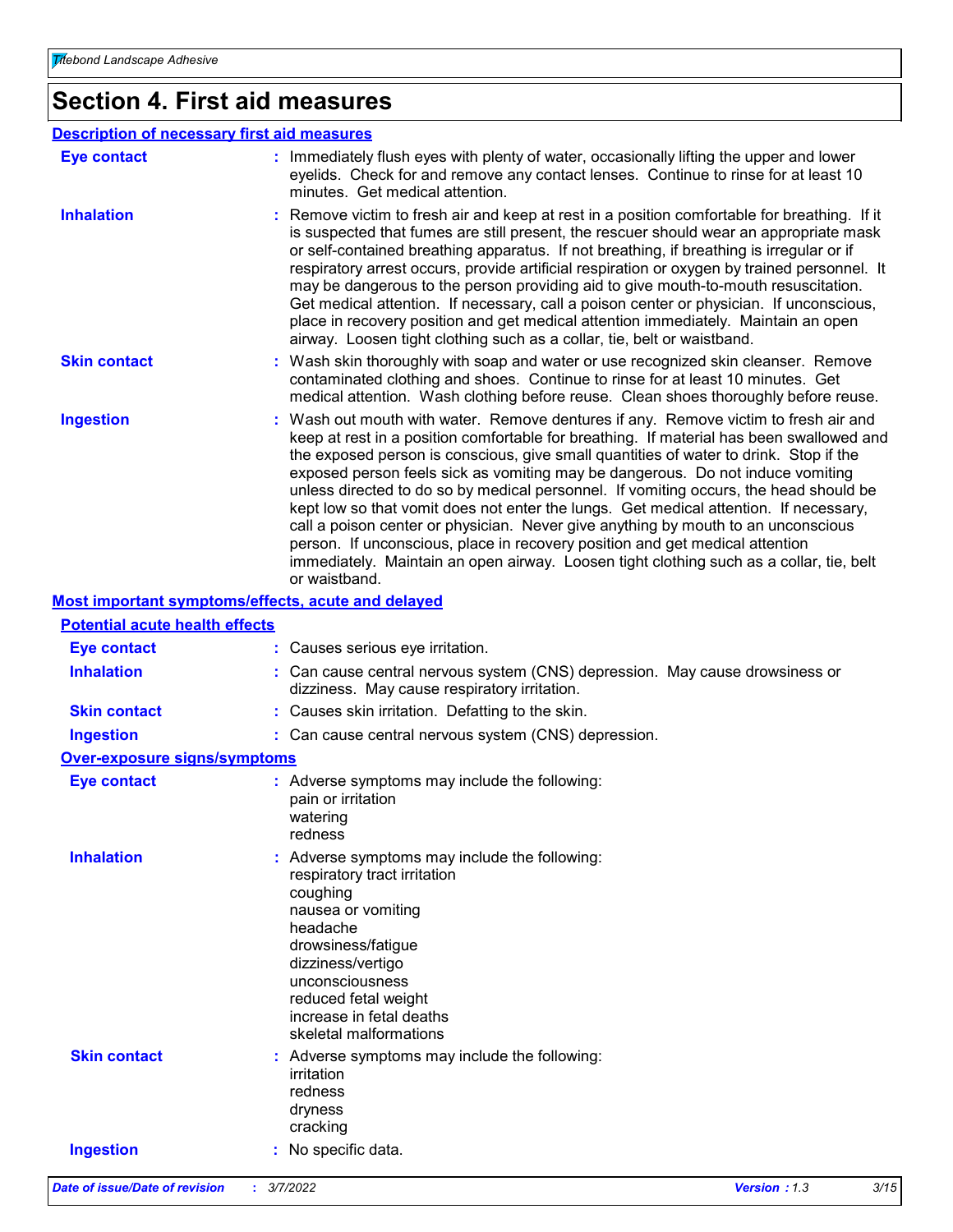# Section 4. First aid measures

## Description of necessary first aid measures

**Eye contact** : Immediately flush eyes with plenty of water, occasionally lifting the upper and lower eyelids. Check for and remove any contact lenses. Continue to rinse for at least 10 minutes. Get medical attention.

**Inhalation** : Remove victim to fresh air and keep at rest in a position comfortable for breathing. If it is suspected that fumes are still present, the rescuer should wear an appropriate mask or self-contained breathing apparatus. If not breathing, if breathing is irregular or if respiratory arrest occurs, provide artificial respiration or oxygen by trained personnel. It may be dangerous to the person providing aid to give mouth-to-mouth resuscitation. Get medical attention. If necessary, call a poison center or physician. If unconscious, place in recovery position and get medical attention immediately. Maintain an open airway. Loosen tight clothing such as a collar, tie, belt or waistband.

**Skin contact** : Wash skin thoroughly with soap and water or use recognized skin cleanser. Remove contaminated clothing and shoes. Continue to rinse for at least 10 minutes. Get medical attention. Wash clothing before reuse. Clean shoes thoroughly before reuse.

**Ingestion** : Wash out mouth with water. Remove dentures if any. Remove victim to fresh air and keep at rest in a position comfortable for breathing. If material has been swallowed and the exposed person is conscious, give small quantities of water to drink. Stop if the exposed person feels sick as vomiting may be dangerous. Do not induce vomiting unless directed to do so by medical personnel. If vomiting occurs, the head should be kept low so that vomit does not enter the lungs. Get medical attention. If necessary, call a poison center or physician. Never give anything by mouth to an unconscious person. If unconscious, place in recovery position and get medical attention immediately. Maintain an open airway. Loosen tight clothing such as a collar, tie, belt or waistband.

## Most important symptoms/effects, acute and delayed

### Potential acute health effects

**Eye contact** : Causes serious eye irritation.

**Inhalation** : Can cause central nervous system (CNS) depression. May cause drowsiness or dizziness. May cause respiratory irritation.

**Skin contact** : Causes skin irritation. Defatting to the skin.

**Ingestion** : Can cause central nervous system (CNS) depression.

### Over-exposure signs/symptoms

**Eye contact** : Adverse symptoms may include the following:
pain or irritation
watering
redness

**Inhalation** : Adverse symptoms may include the following:
respiratory tract irritation
coughing
nausea or vomiting
headache
drowsiness/fatigue
dizziness/vertigo
unconsciousness
reduced fetal weight
increase in fetal deaths
skeletal malformations

**Skin contact** : Adverse symptoms may include the following:
irritation
redness
dryness
cracking

**Ingestion** : No specific data.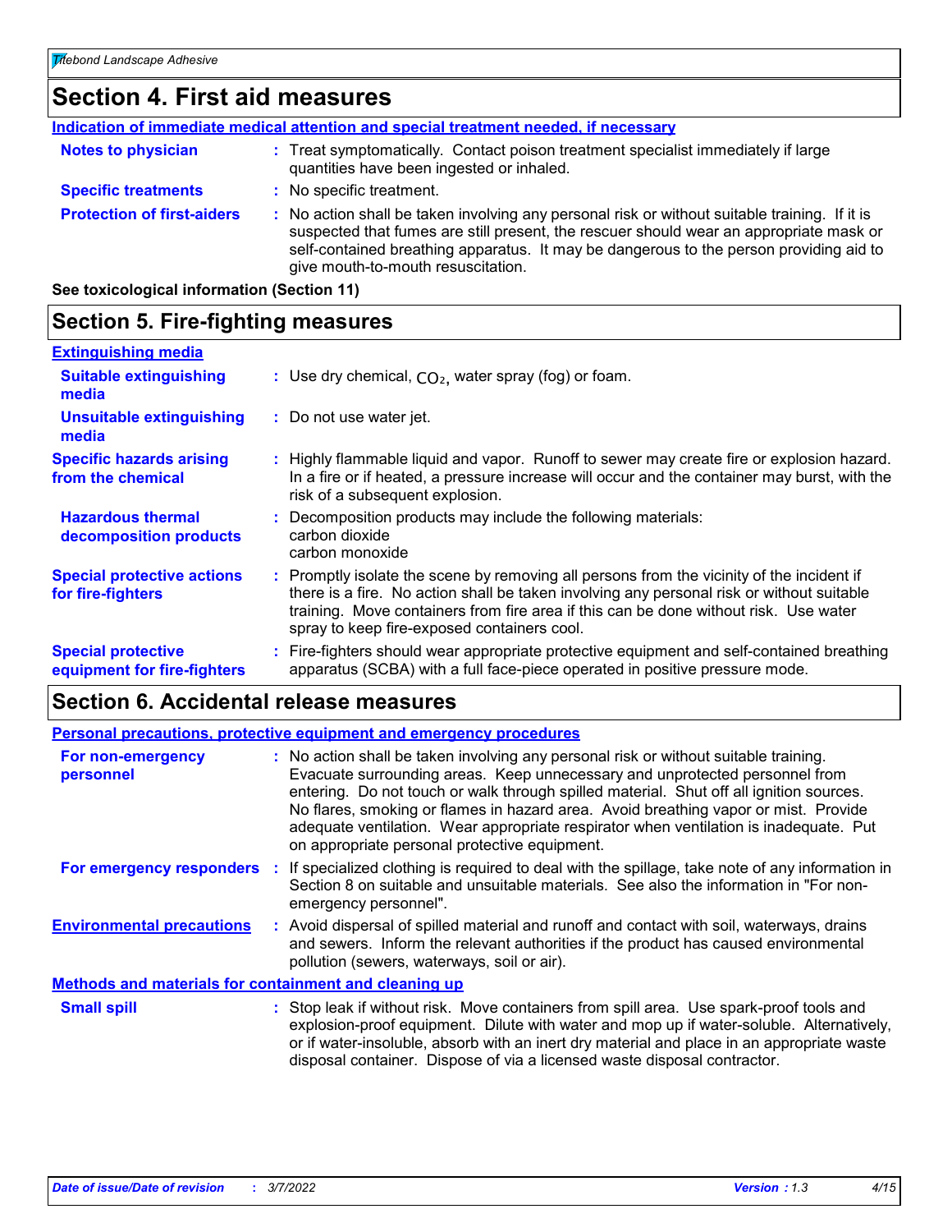# Section 4. First aid measures

**Indication of immediate medical attention and special treatment needed, if necessary**

**Notes to physician** : Treat symptomatically. Contact poison treatment specialist immediately if large quantities have been ingested or inhaled.

**Specific treatments** : No specific treatment.

**Protection of first-aiders** : No action shall be taken involving any personal risk or without suitable training. If it is suspected that fumes are still present, the rescuer should wear an appropriate mask or self-contained breathing apparatus. It may be dangerous to the person providing aid to give mouth-to-mouth resuscitation.

**See toxicological information (Section 11)**

# Section 5. Fire-fighting measures

**Extinguishing media**

**Suitable extinguishing media** : Use dry chemical, $CO_2$, water spray (fog) or foam.

**Unsuitable extinguishing media** : Do not use water jet.

**Specific hazards arising from the chemical** : Highly flammable liquid and vapor. Runoff to sewer may create fire or explosion hazard. In a fire or if heated, a pressure increase will occur and the container may burst, with the risk of a subsequent explosion.

**Hazardous thermal decomposition products** : Decomposition products may include the following materials:
carbon dioxide
carbon monoxide

**Special protective actions for fire-fighters** : Promptly isolate the scene by removing all persons from the vicinity of the incident if there is a fire. No action shall be taken involving any personal risk or without suitable training. Move containers from fire area if this can be done without risk. Use water spray to keep fire-exposed containers cool.

**Special protective equipment for fire-fighters** : Fire-fighters should wear appropriate protective equipment and self-contained breathing apparatus (SCBA) with a full face-piece operated in positive pressure mode.

# Section 6. Accidental release measures

**Personal precautions, protective equipment and emergency procedures**

**For non-emergency personnel** : No action shall be taken involving any personal risk or without suitable training. Evacuate surrounding areas. Keep unnecessary and unprotected personnel from entering. Do not touch or walk through spilled material. Shut off all ignition sources. No flares, smoking or flames in hazard area. Avoid breathing vapor or mist. Provide adequate ventilation. Wear appropriate respirator when ventilation is inadequate. Put on appropriate personal protective equipment.

**For emergency responders** : If specialized clothing is required to deal with the spillage, take note of any information in Section 8 on suitable and unsuitable materials. See also the information in "For non-emergency personnel".

**Environmental precautions** : Avoid dispersal of spilled material and runoff and contact with soil, waterways, drains and sewers. Inform the relevant authorities if the product has caused environmental pollution (sewers, waterways, soil or air).

**Methods and materials for containment and cleaning up**

**Small spill** : Stop leak if without risk. Move containers from spill area. Use spark-proof tools and explosion-proof equipment. Dilute with water and mop up if water-soluble. Alternatively, or if water-insoluble, absorb with an inert dry material and place in an appropriate waste disposal container. Dispose of via a licensed waste disposal contractor.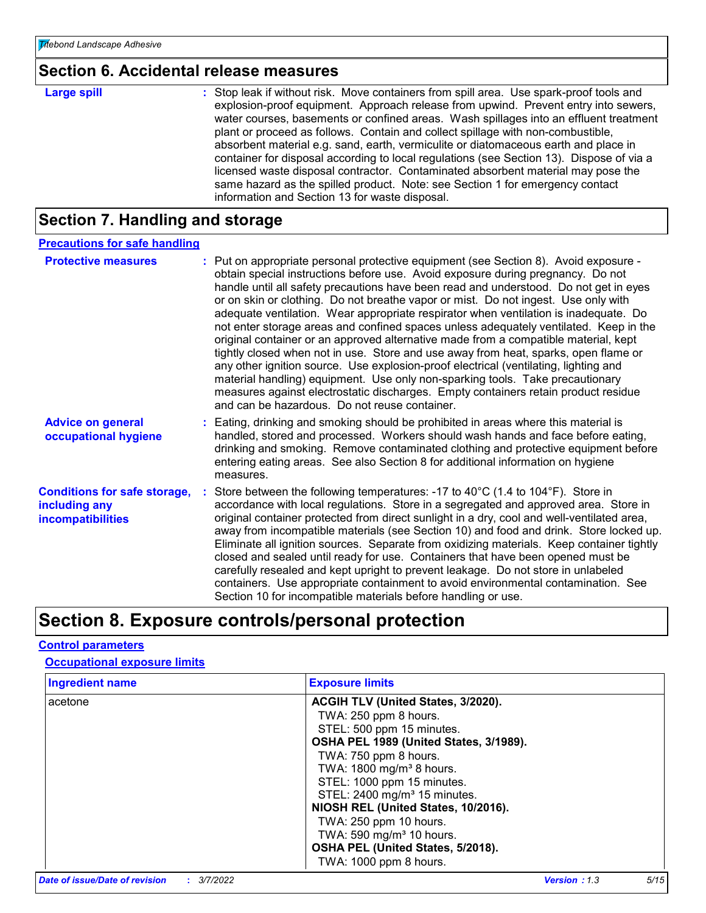## Section 6. Accidental release measures

**Large spill** : Stop leak if without risk. Move containers from spill area. Use spark-proof tools and explosion-proof equipment. Approach release from upwind. Prevent entry into sewers, water courses, basements or confined areas. Wash spillages into an effluent treatment plant or proceed as follows. Contain and collect spillage with non-combustible, absorbent material e.g. sand, earth, vermiculite or diatomaceous earth and place in container for disposal according to local regulations (see Section 13). Dispose of via a licensed waste disposal contractor. Contaminated absorbent material may pose the same hazard as the spilled product. Note: see Section 1 for emergency contact information and Section 13 for waste disposal.

## Section 7. Handling and storage

### Precautions for safe handling

**Protective measures** : Put on appropriate personal protective equipment (see Section 8). Avoid exposure - obtain special instructions before use. Avoid exposure during pregnancy. Do not handle until all safety precautions have been read and understood. Do not get in eyes or on skin or clothing. Do not breathe vapor or mist. Do not ingest. Use only with adequate ventilation. Wear appropriate respirator when ventilation is inadequate. Do not enter storage areas and confined spaces unless adequately ventilated. Keep in the original container or an approved alternative made from a compatible material, kept tightly closed when not in use. Store and use away from heat, sparks, open flame or any other ignition source. Use explosion-proof electrical (ventilating, lighting and material handling) equipment. Use only non-sparking tools. Take precautionary measures against electrostatic discharges. Empty containers retain product residue and can be hazardous. Do not reuse container.

**Advice on general occupational hygiene** : Eating, drinking and smoking should be prohibited in areas where this material is handled, stored and processed. Workers should wash hands and face before eating, drinking and smoking. Remove contaminated clothing and protective equipment before entering eating areas. See also Section 8 for additional information on hygiene measures.

**Conditions for safe storage, including any incompatibilities** : Store between the following temperatures: -17 to 40°C (1.4 to 104°F). Store in accordance with local regulations. Store in a segregated and approved area. Store in original container protected from direct sunlight in a dry, cool and well-ventilated area, away from incompatible materials (see Section 10) and food and drink. Store locked up. Eliminate all ignition sources. Separate from oxidizing materials. Keep container tightly closed and sealed until ready for use. Containers that have been opened must be carefully resealed and kept upright to prevent leakage. Do not store in unlabeled containers. Use appropriate containment to avoid environmental contamination. See Section 10 for incompatible materials before handling or use.

## Section 8. Exposure controls/personal protection

### Control parameters

#### Occupational exposure limits

| Ingredient name | Exposure limits |
|---|---|
| acetone | **ACGIH TLV (United States, 3/2020).**<br>TWA: 250 ppm 8 hours.<br>STEL: 500 ppm 15 minutes.<br>**OSHA PEL 1989 (United States, 3/1989).**<br>TWA: 750 ppm 8 hours.<br>TWA: 1800 mg/m³ 8 hours.<br>STEL: 1000 ppm 15 minutes.<br>STEL: 2400 mg/m³ 15 minutes.<br>**NIOSH REL (United States, 10/2016).**<br>TWA: 250 ppm 10 hours.<br>TWA: 590 mg/m³ 10 hours.<br>**OSHA PEL (United States, 5/2018).**<br>TWA: 1000 ppm 8 hours. |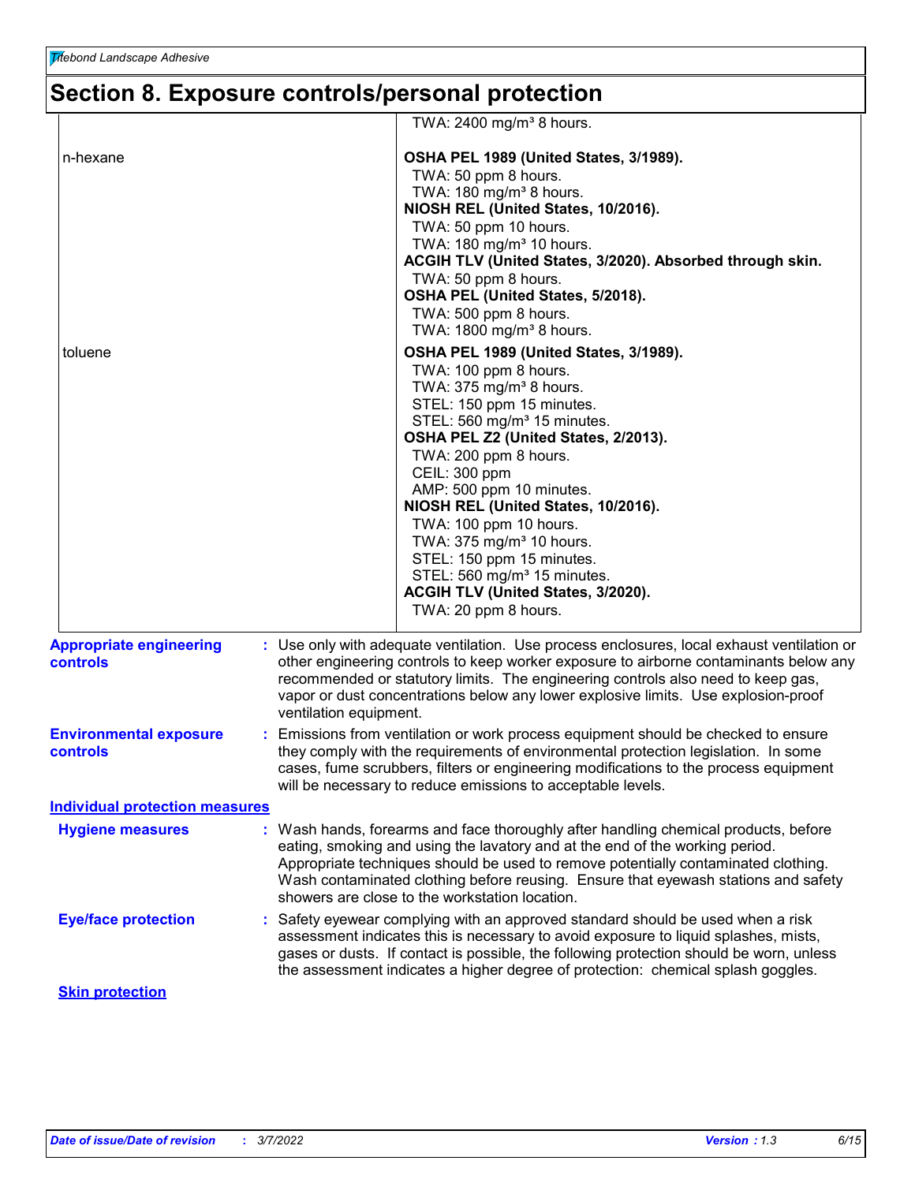# Section 8. Exposure controls/personal protection

| | |
|---|---|
| | TWA: 2400 mg/m³ 8 hours. |
| n-hexane | **OSHA PEL 1989 (United States, 3/1989).**<br>TWA: 50 ppm 8 hours.<br>TWA: 180 mg/m³ 8 hours.<br>**NIOSH REL (United States, 10/2016).**<br>TWA: 50 ppm 10 hours.<br>TWA: 180 mg/m³ 10 hours.<br>**ACGIH TLV (United States, 3/2020). Absorbed through skin.**<br>TWA: 50 ppm 8 hours.<br>**OSHA PEL (United States, 5/2018).**<br>TWA: 500 ppm 8 hours.<br>TWA: 1800 mg/m³ 8 hours. |
| toluene | **OSHA PEL 1989 (United States, 3/1989).**<br>TWA: 100 ppm 8 hours.<br>TWA: 375 mg/m³ 8 hours.<br>STEL: 150 ppm 15 minutes.<br>STEL: 560 mg/m³ 15 minutes.<br>**OSHA PEL Z2 (United States, 2/2013).**<br>TWA: 200 ppm 8 hours.<br>CEIL: 300 ppm<br>AMP: 500 ppm 10 minutes.<br>**NIOSH REL (United States, 10/2016).**<br>TWA: 100 ppm 10 hours.<br>TWA: 375 mg/m³ 10 hours.<br>STEL: 150 ppm 15 minutes.<br>STEL: 560 mg/m³ 15 minutes.<br>**ACGIH TLV (United States, 3/2020).**<br>TWA: 20 ppm 8 hours. |

**Appropriate engineering controls** : Use only with adequate ventilation. Use process enclosures, local exhaust ventilation or other engineering controls to keep worker exposure to airborne contaminants below any recommended or statutory limits. The engineering controls also need to keep gas, vapor or dust concentrations below any lower explosive limits. Use explosion-proof ventilation equipment.

**Environmental exposure controls** : Emissions from ventilation or work process equipment should be checked to ensure they comply with the requirements of environmental protection legislation. In some cases, fume scrubbers, filters or engineering modifications to the process equipment will be necessary to reduce emissions to acceptable levels.

## Individual protection measures

**Hygiene measures** : Wash hands, forearms and face thoroughly after handling chemical products, before eating, smoking and using the lavatory and at the end of the working period. Appropriate techniques should be used to remove potentially contaminated clothing. Wash contaminated clothing before reusing. Ensure that eyewash stations and safety showers are close to the workstation location.

**Eye/face protection** : Safety eyewear complying with an approved standard should be used when a risk assessment indicates this is necessary to avoid exposure to liquid splashes, mists, gases or dusts. If contact is possible, the following protection should be worn, unless the assessment indicates a higher degree of protection: chemical splash goggles.

### Skin protection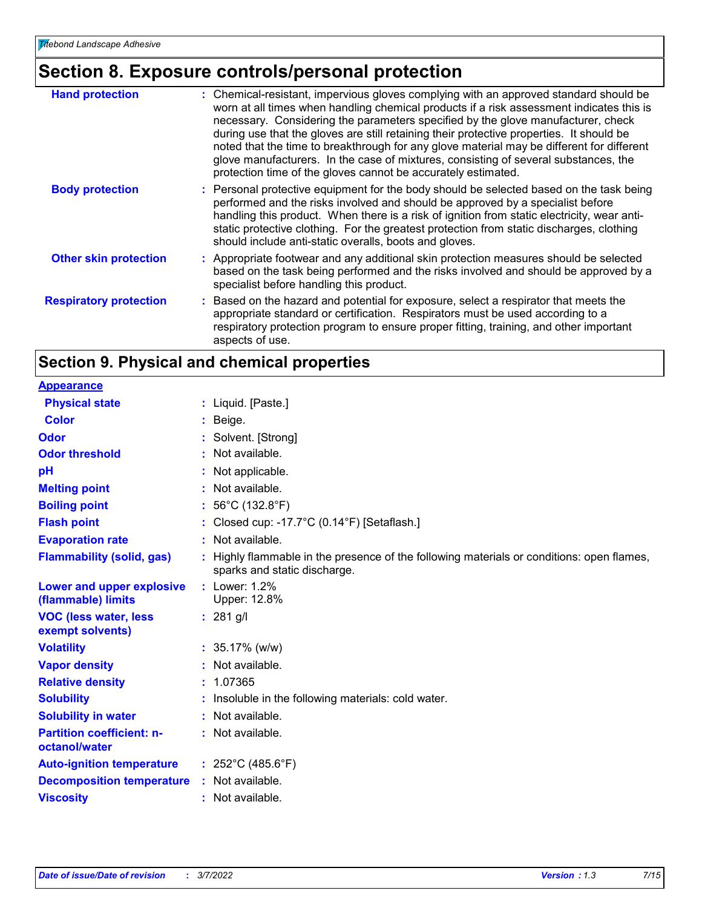## Section 8. Exposure controls/personal protection

| | |
|---|---|
| **Hand protection** | : Chemical-resistant, impervious gloves complying with an approved standard should be worn at all times when handling chemical products if a risk assessment indicates this is necessary. Considering the parameters specified by the glove manufacturer, check during use that the gloves are still retaining their protective properties. It should be noted that the time to breakthrough for any glove material may be different for different glove manufacturers. In the case of mixtures, consisting of several substances, the protection time of the gloves cannot be accurately estimated. |
| **Body protection** | : Personal protective equipment for the body should be selected based on the task being performed and the risks involved and should be approved by a specialist before handling this product. When there is a risk of ignition from static electricity, wear anti-static protective clothing. For the greatest protection from static discharges, clothing should include anti-static overalls, boots and gloves. |
| **Other skin protection** | : Appropriate footwear and any additional skin protection measures should be selected based on the task being performed and the risks involved and should be approved by a specialist before handling this product. |
| **Respiratory protection** | : Based on the hazard and potential for exposure, select a respirator that meets the appropriate standard or certification. Respirators must be used according to a respiratory protection program to ensure proper fitting, training, and other important aspects of use. |

## Section 9. Physical and chemical properties

**Appearance**

| | |
|---|---|
| **Physical state** | : Liquid. [Paste.] |
| **Color** | : Beige. |
| **Odor** | : Solvent. [Strong] |
| **Odor threshold** | : Not available. |
| **pH** | : Not applicable. |
| **Melting point** | : Not available. |
| **Boiling point** | : 56°C (132.8°F) |
| **Flash point** | : Closed cup: -17.7°C (0.14°F) [Setaflash.] |
| **Evaporation rate** | : Not available. |
| **Flammability (solid, gas)** | : Highly flammable in the presence of the following materials or conditions: open flames, sparks and static discharge. |
| **Lower and upper explosive (flammable) limits** | : Lower: 1.2%<br>Upper: 12.8% |
| **VOC (less water, less exempt solvents)** | : 281 g/l |
| **Volatility** | : 35.17% (w/w) |
| **Vapor density** | : Not available. |
| **Relative density** | : 1.07365 |
| **Solubility** | : Insoluble in the following materials: cold water. |
| **Solubility in water** | : Not available. |
| **Partition coefficient: n-octanol/water** | : Not available. |
| **Auto-ignition temperature** | : 252°C (485.6°F) |
| **Decomposition temperature** | : Not available. |
| **Viscosity** | : Not available. |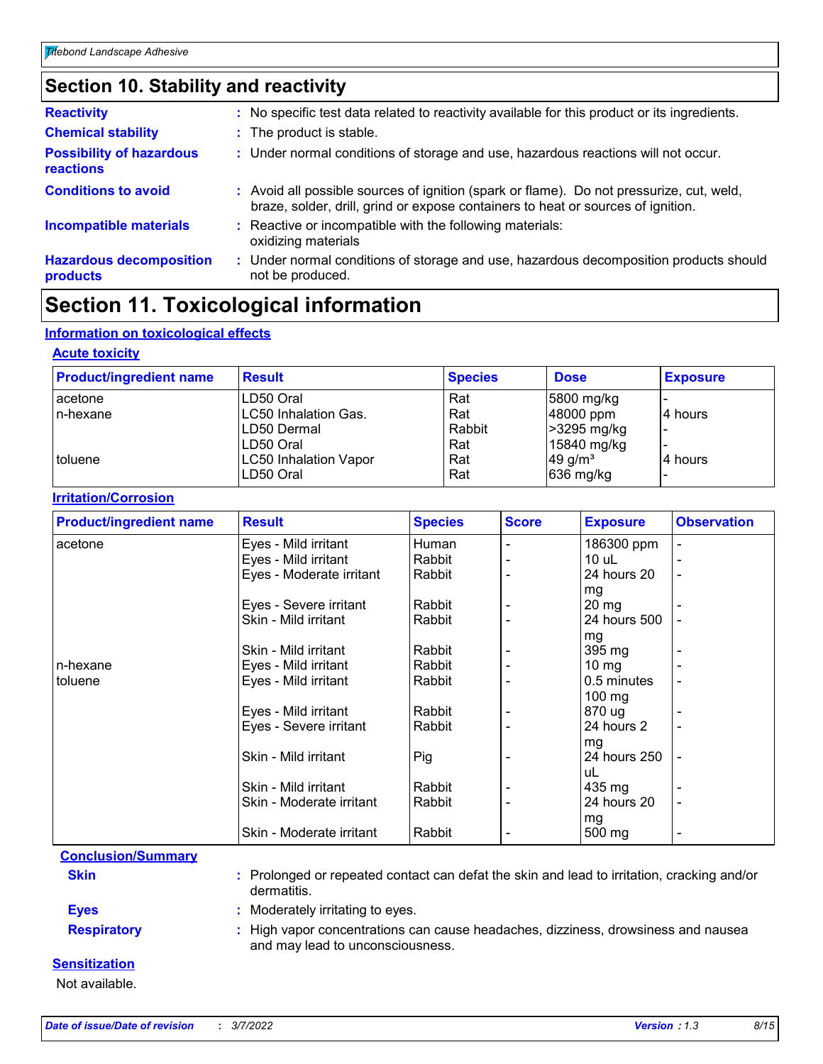## Section 10. Stability and reactivity

**Reactivity** : No specific test data related to reactivity available for this product or its ingredients.

**Chemical stability** : The product is stable.

**Possibility of hazardous reactions** : Under normal conditions of storage and use, hazardous reactions will not occur.

**Conditions to avoid** : Avoid all possible sources of ignition (spark or flame). Do not pressurize, cut, weld, braze, solder, drill, grind or expose containers to heat or sources of ignition.

**Incompatible materials** : Reactive or incompatible with the following materials: oxidizing materials

**Hazardous decomposition products** : Under normal conditions of storage and use, hazardous decomposition products should not be produced.

## Section 11. Toxicological information

### Information on toxicological effects

#### Acute toxicity

| Product/ingredient name | Result | Species | Dose | Exposure |
|---|---|---|---|---|
| acetone | LD50 Oral | Rat | 5800 mg/kg | - |
| n-hexane | LC50 Inhalation Gas. | Rat | 48000 ppm | 4 hours |
| | LD50 Dermal | Rabbit | >3295 mg/kg | - |
| | LD50 Oral | Rat | 15840 mg/kg | - |
| toluene | LC50 Inhalation Vapor | Rat | 49 g/m³ | 4 hours |
| | LD50 Oral | Rat | 636 mg/kg | - |

#### Irritation/Corrosion

| Product/ingredient name | Result | Species | Score | Exposure | Observation |
|---|---|---|---|---|---|
| acetone | Eyes - Mild irritant | Human | - | 186300 ppm | - |
| | Eyes - Mild irritant | Rabbit | - | 10 uL | - |
| | Eyes - Moderate irritant | Rabbit | - | 24 hours 20 mg | - |
| | Eyes - Severe irritant | Rabbit | - | 20 mg | - |
| | Skin - Mild irritant | Rabbit | - | 24 hours 500 mg | - |
| | Skin - Mild irritant | Rabbit | - | 395 mg | - |
| n-hexane | Eyes - Mild irritant | Rabbit | - | 10 mg | - |
| toluene | Eyes - Mild irritant | Rabbit | - | 0.5 minutes 100 mg | - |
| | Eyes - Mild irritant | Rabbit | - | 870 ug | - |
| | Eyes - Severe irritant | Rabbit | - | 24 hours 2 mg | - |
| | Skin - Mild irritant | Pig | - | 24 hours 250 uL | - |
| | Skin - Mild irritant | Rabbit | - | 435 mg | - |
| | Skin - Moderate irritant | Rabbit | - | 24 hours 20 mg | - |
| | Skin - Moderate irritant | Rabbit | - | 500 mg | - |

#### Conclusion/Summary

**Skin** : Prolonged or repeated contact can defat the skin and lead to irritation, cracking and/or dermatitis.

**Eyes** : Moderately irritating to eyes.

**Respiratory** : High vapor concentrations can cause headaches, dizziness, drowsiness and nausea and may lead to unconsciousness.

#### Sensitization

Not available.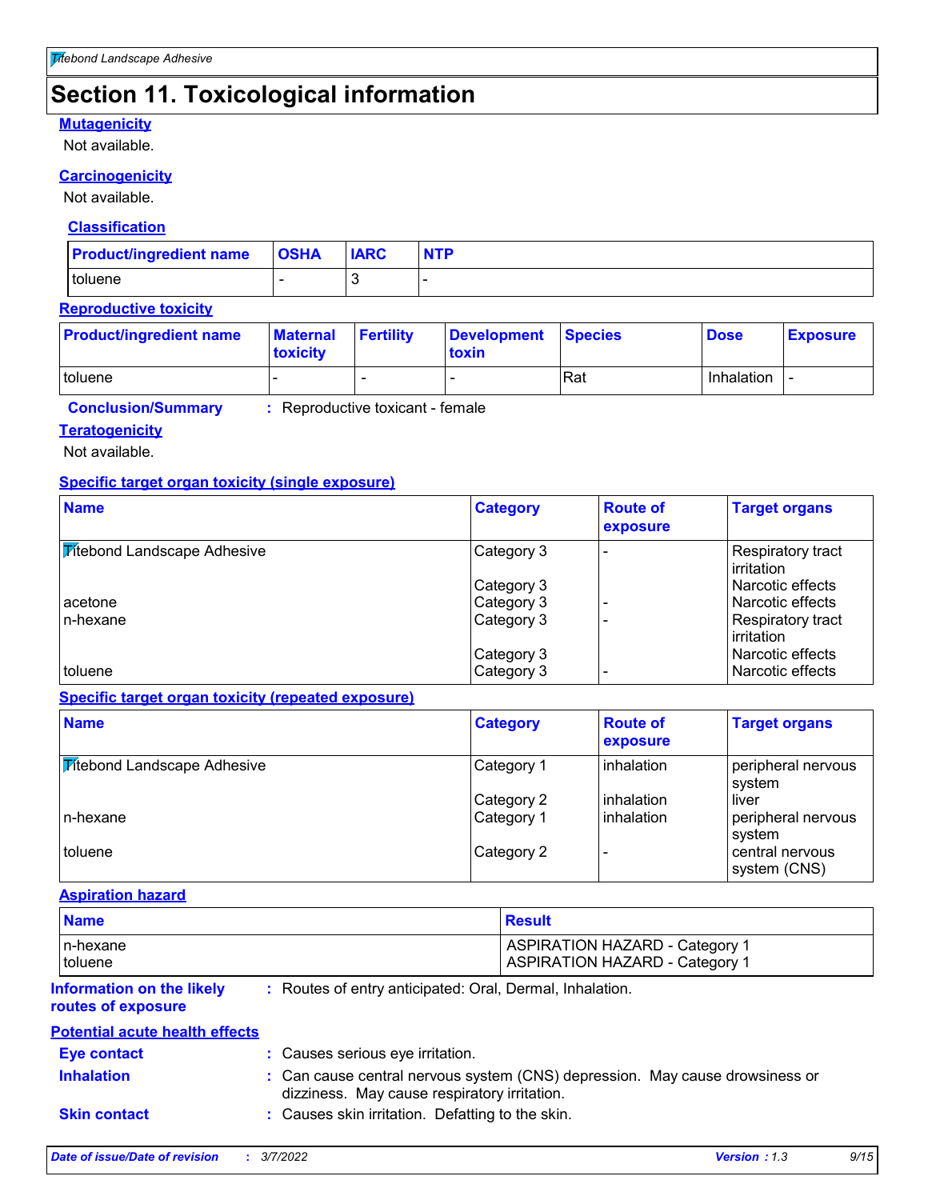# Section 11. Toxicological information

### Mutagenicity

Not available.

### Carcinogenicity

Not available.

#### Classification

| Product/ingredient name | OSHA | IARC | NTP |
|---|---|---|---|
| toluene | - | 3 | - |

### Reproductive toxicity

| Product/ingredient name | Maternal toxicity | Fertility | Development toxin | Species | Dose | Exposure |
|---|---|---|---|---|---|---|
| toluene | - | - | - | Rat | Inhalation | - |

**Conclusion/Summary** : Reproductive toxicant - female

### Teratogenicity

Not available.

### Specific target organ toxicity (single exposure)

| Name | Category | Route of exposure | Target organs |
|---|---|---|---|
| Titebond Landscape Adhesive | Category 3 | - | Respiratory tract irritation |
| | Category 3 | | Narcotic effects |
| acetone | Category 3 | - | Narcotic effects |
| n-hexane | Category 3 | - | Respiratory tract irritation |
| | Category 3 | | Narcotic effects |
| toluene | Category 3 | - | Narcotic effects |

### Specific target organ toxicity (repeated exposure)

| Name | Category | Route of exposure | Target organs |
|---|---|---|---|
| Titebond Landscape Adhesive | Category 1 | inhalation | peripheral nervous system |
| | Category 2 | inhalation | liver |
| n-hexane | Category 1 | inhalation | peripheral nervous system |
| toluene | Category 2 | - | central nervous system (CNS) |

### Aspiration hazard

| Name | Result |
|---|---|
| n-hexane | ASPIRATION HAZARD - Category 1 |
| toluene | ASPIRATION HAZARD - Category 1 |

**Information on the likely routes of exposure** : Routes of entry anticipated: Oral, Dermal, Inhalation.

### Potential acute health effects

**Eye contact** : Causes serious eye irritation.

**Inhalation** : Can cause central nervous system (CNS) depression. May cause drowsiness or dizziness. May cause respiratory irritation.

**Skin contact** : Causes skin irritation. Defatting to the skin.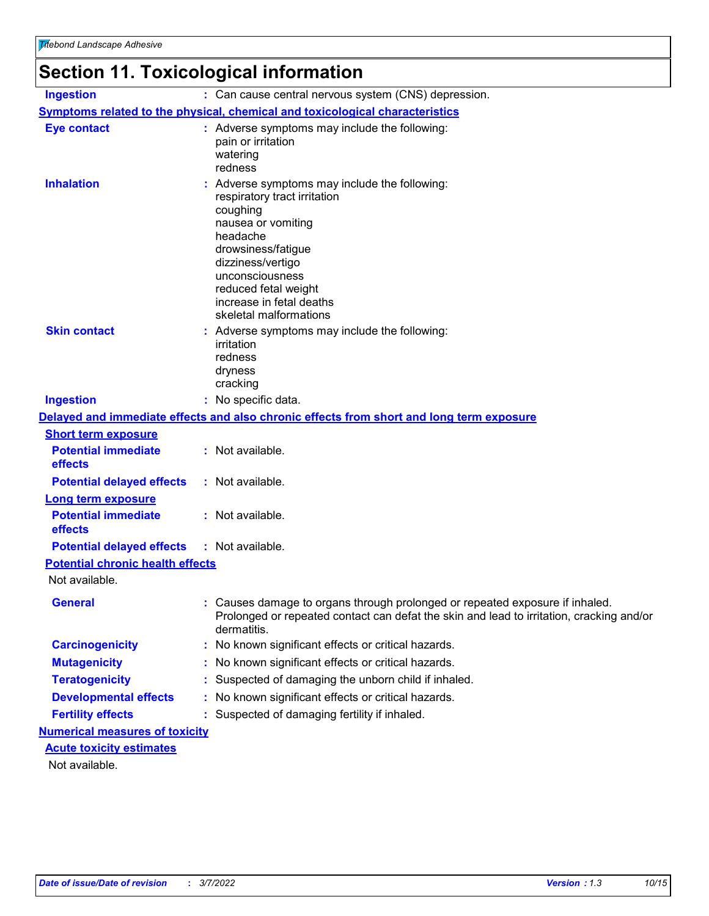# Section 11. Toxicological information

**Ingestion** : Can cause central nervous system (CNS) depression.

**Symptoms related to the physical, chemical and toxicological characteristics**

**Eye contact** : Adverse symptoms may include the following:
pain or irritation
watering
redness

**Inhalation** : Adverse symptoms may include the following:
respiratory tract irritation
coughing
nausea or vomiting
headache
drowsiness/fatigue
dizziness/vertigo
unconsciousness
reduced fetal weight
increase in fetal deaths
skeletal malformations

**Skin contact** : Adverse symptoms may include the following:
irritation
redness
dryness
cracking

**Ingestion** : No specific data.

**Delayed and immediate effects and also chronic effects from short and long term exposure**

**Short term exposure**

**Potential immediate effects** : Not available.

**Potential delayed effects** : Not available.

**Long term exposure**

**Potential immediate effects** : Not available.

**Potential delayed effects** : Not available.

**Potential chronic health effects**

Not available.

**General** : Causes damage to organs through prolonged or repeated exposure if inhaled. Prolonged or repeated contact can defat the skin and lead to irritation, cracking and/or dermatitis.

**Carcinogenicity** : No known significant effects or critical hazards.

**Mutagenicity** : No known significant effects or critical hazards.

**Teratogenicity** : Suspected of damaging the unborn child if inhaled.

**Developmental effects** : No known significant effects or critical hazards.

**Fertility effects** : Suspected of damaging fertility if inhaled.

**Numerical measures of toxicity**

**Acute toxicity estimates**

Not available.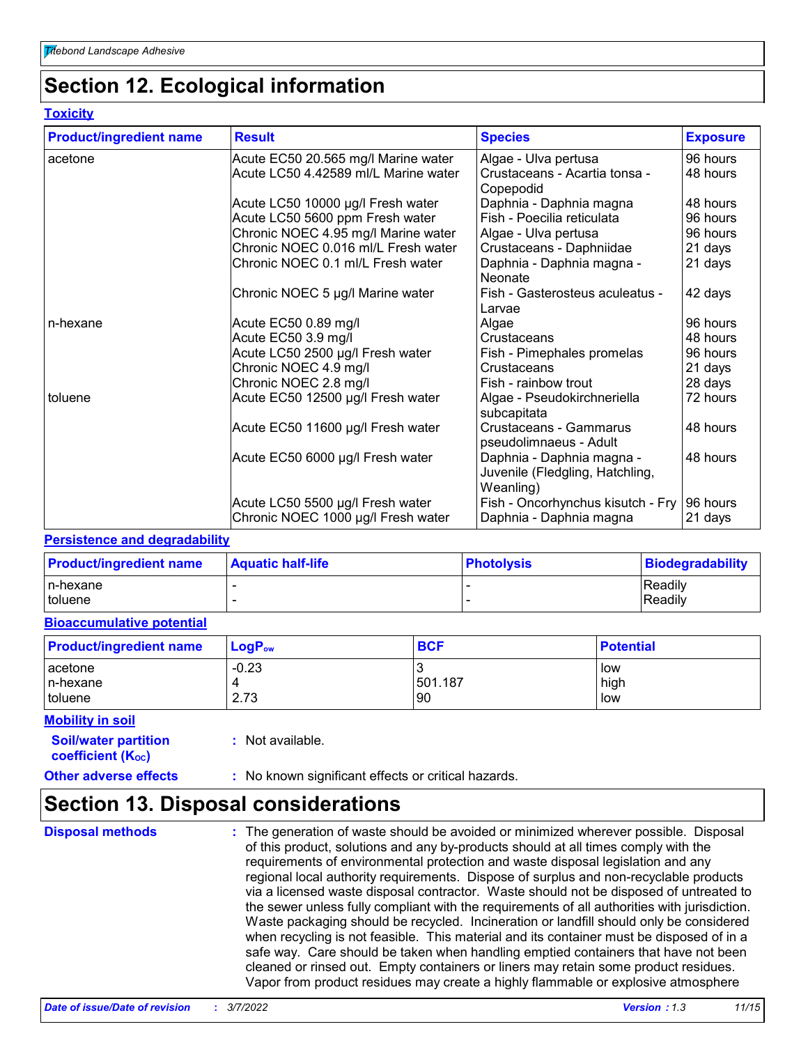# Section 12. Ecological information

## Toxicity

| Product/ingredient name | Result | Species | Exposure |
|---|---|---|---|
| acetone | Acute EC50 20.565 mg/l Marine water | Algae - Ulva pertusa | 96 hours |
| | Acute LC50 4.42589 ml/L Marine water | Crustaceans - Acartia tonsa - Copepodid | 48 hours |
| | Acute LC50 10000 µg/l Fresh water | Daphnia - Daphnia magna | 48 hours |
| | Acute LC50 5600 ppm Fresh water | Fish - Poecilia reticulata | 96 hours |
| | Chronic NOEC 4.95 mg/l Marine water | Algae - Ulva pertusa | 96 hours |
| | Chronic NOEC 0.016 ml/L Fresh water | Crustaceans - Daphniidae | 21 days |
| | Chronic NOEC 0.1 ml/L Fresh water | Daphnia - Daphnia magna - Neonate | 21 days |
| | Chronic NOEC 5 µg/l Marine water | Fish - Gasterosteus aculeatus - Larvae | 42 days |
| n-hexane | Acute EC50 0.89 mg/l | Algae | 96 hours |
| | Acute EC50 3.9 mg/l | Crustaceans | 48 hours |
| | Acute LC50 2500 µg/l Fresh water | Fish - Pimephales promelas | 96 hours |
| | Chronic NOEC 4.9 mg/l | Crustaceans | 21 days |
| | Chronic NOEC 2.8 mg/l | Fish - rainbow trout | 28 days |
| toluene | Acute EC50 12500 µg/l Fresh water | Algae - Pseudokirchneriella subcapitata | 72 hours |
| | Acute EC50 11600 µg/l Fresh water | Crustaceans - Gammarus pseudolimnaeus - Adult | 48 hours |
| | Acute EC50 6000 µg/l Fresh water | Daphnia - Daphnia magna - Juvenile (Fledgling, Hatchling, Weanling) | 48 hours |
| | Acute LC50 5500 µg/l Fresh water | Fish - Oncorhynchus kisutch - Fry | 96 hours |
| | Chronic NOEC 1000 µg/l Fresh water | Daphnia - Daphnia magna | 21 days |

## Persistence and degradability

| Product/ingredient name | Aquatic half-life | Photolysis | Biodegradability |
|---|---|---|---|
| n-hexane | - | - | Readily |
| toluene | - | - | Readily |

## Bioaccumulative potential

| Product/ingredient name | $LogP_{ow}$ | BCF | Potential |
|---|---|---|---|
| acetone | -0.23 | 3 | low |
| n-hexane | 4 | 501.187 | high |
| toluene | 2.73 | 90 | low |

## Mobility in soil

**Soil/water partition coefficient ($K_{OC}$)** : Not available.

**Other adverse effects** : No known significant effects or critical hazards.

# Section 13. Disposal considerations

**Disposal methods** : The generation of waste should be avoided or minimized wherever possible. Disposal of this product, solutions and any by-products should at all times comply with the requirements of environmental protection and waste disposal legislation and any regional local authority requirements. Dispose of surplus and non-recyclable products via a licensed waste disposal contractor. Waste should not be disposed of untreated to the sewer unless fully compliant with the requirements of all authorities with jurisdiction. Waste packaging should be recycled. Incineration or landfill should only be considered when recycling is not feasible. This material and its container must be disposed of in a safe way. Care should be taken when handling emptied containers that have not been cleaned or rinsed out. Empty containers or liners may retain some product residues. Vapor from product residues may create a highly flammable or explosive atmosphere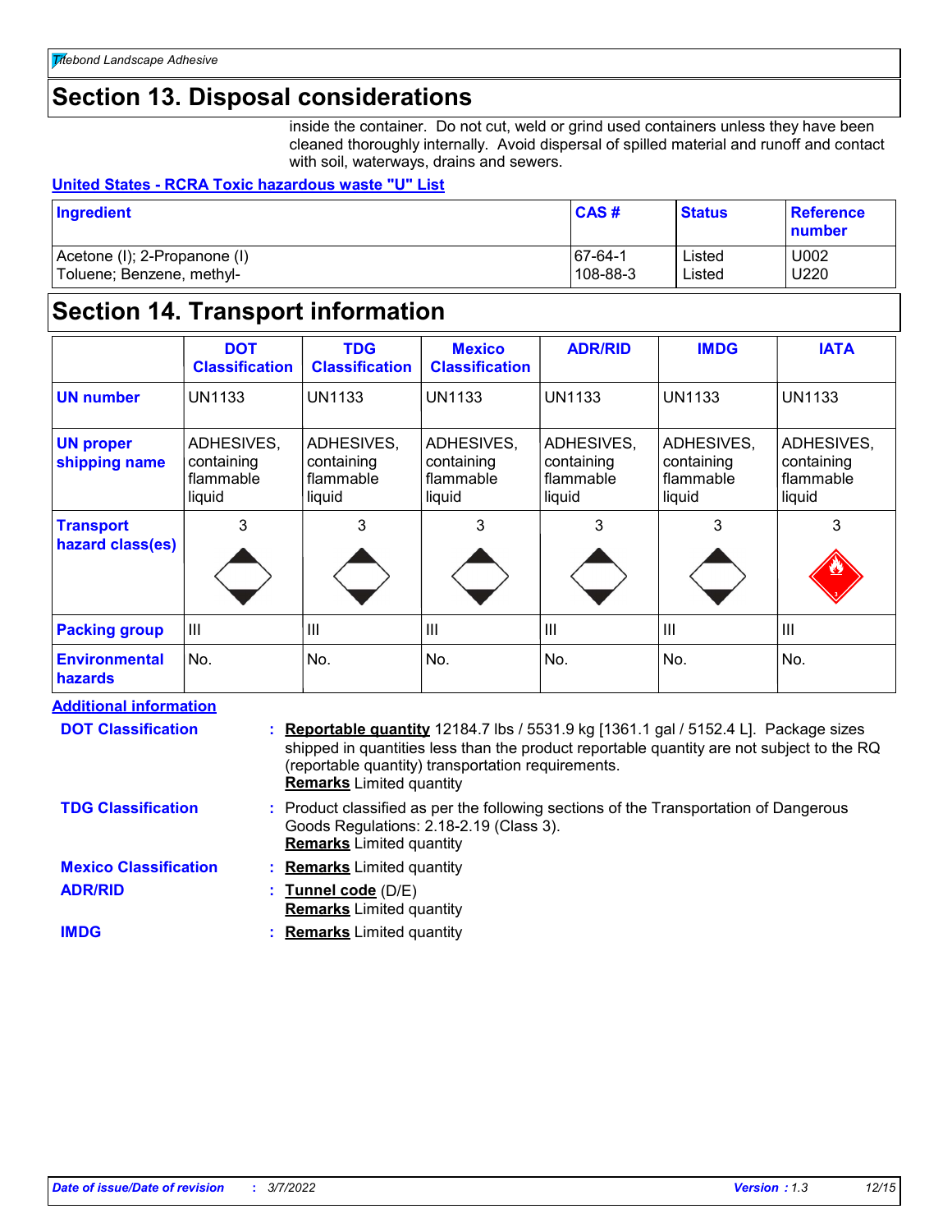## Section 13. Disposal considerations

inside the container. Do not cut, weld or grind used containers unless they have been cleaned thoroughly internally. Avoid dispersal of spilled material and runoff and contact with soil, waterways, drains and sewers.

**United States - RCRA Toxic hazardous waste "U" List**

| Ingredient | CAS # | Status | Reference number |
|---|---|---|---|
| Acetone (I); 2-Propanone (I) | 67-64-1 | Listed | U002 |
| Toluene; Benzene, methyl- | 108-88-3 | Listed | U220 |

## Section 14. Transport information

| | DOT Classification | TDG Classification | Mexico Classification | ADR/RID | IMDG | IATA |
|---|---|---|---|---|---|---|
| **UN number** | UN1133 | UN1133 | UN1133 | UN1133 | UN1133 | UN1133 |
| **UN proper shipping name** | ADHESIVES, containing flammable liquid | ADHESIVES, containing flammable liquid | ADHESIVES, containing flammable liquid | ADHESIVES, containing flammable liquid | ADHESIVES, containing flammable liquid | ADHESIVES, containing flammable liquid |
| **Transport hazard class(es)** | 3 | 3 | 3 | 3 | 3 | 3 |
| **Packing group** | III | III | III | III | III | III |
| **Environmental hazards** | No. | No. | No. | No. | No. | No. |

**Additional information**

**DOT Classification** : **Reportable quantity** 12184.7 lbs / 5531.9 kg [1361.1 gal / 5152.4 L]. Package sizes shipped in quantities less than the product reportable quantity are not subject to the RQ (reportable quantity) transportation requirements.
**Remarks** Limited quantity

**TDG Classification** : Product classified as per the following sections of the Transportation of Dangerous Goods Regulations: 2.18-2.19 (Class 3).
**Remarks** Limited quantity

**Mexico Classification** : **Remarks** Limited quantity

**ADR/RID** : **Tunnel code** (D/E)
**Remarks** Limited quantity

**IMDG** : **Remarks** Limited quantity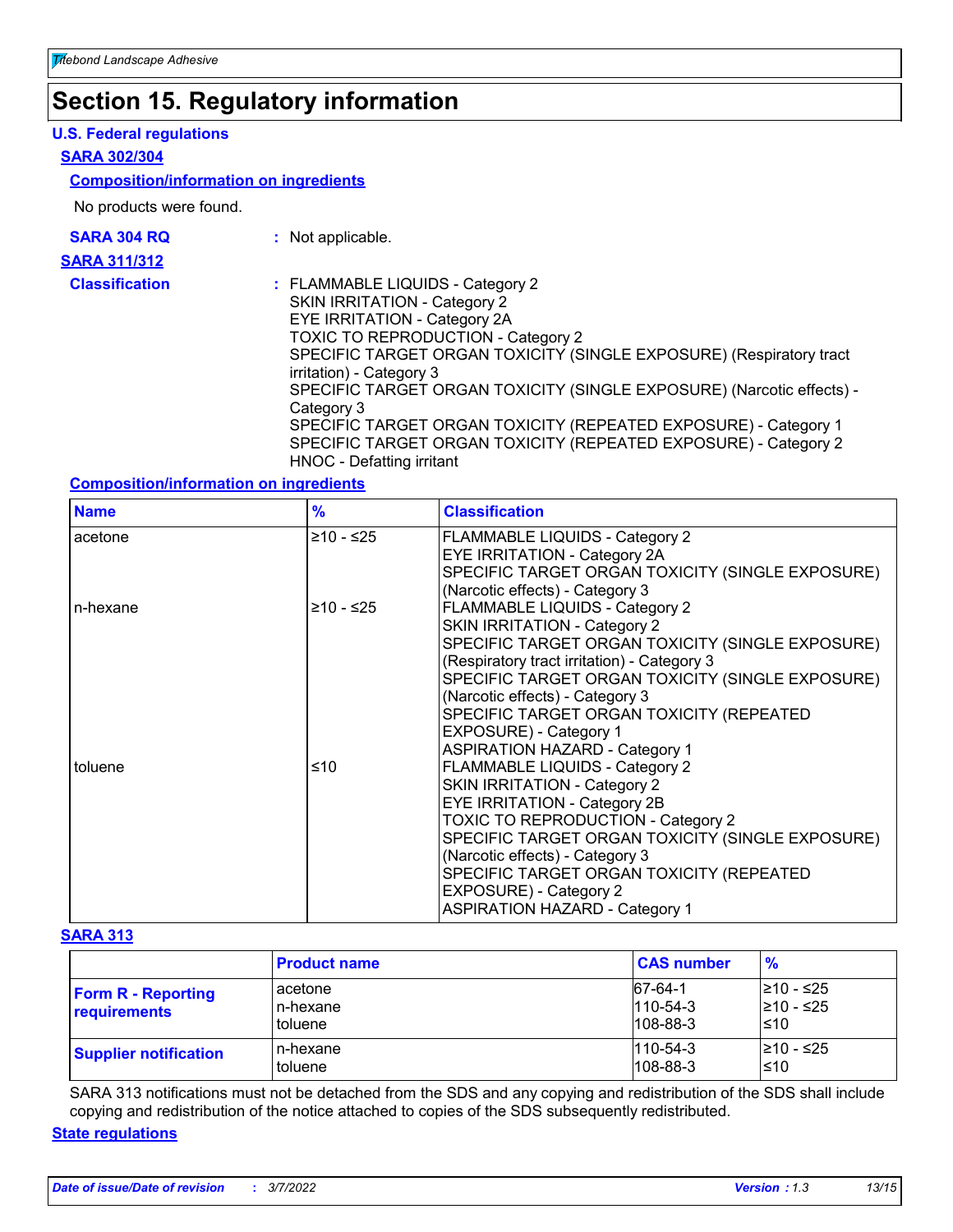# Section 15. Regulatory information

### U.S. Federal regulations

#### SARA 302/304

**Composition/information on ingredients**

No products were found.

**SARA 304 RQ** : Not applicable.

#### SARA 311/312

**Classification** : FLAMMABLE LIQUIDS - Category 2
SKIN IRRITATION - Category 2
EYE IRRITATION - Category 2A
TOXIC TO REPRODUCTION - Category 2
SPECIFIC TARGET ORGAN TOXICITY (SINGLE EXPOSURE) (Respiratory tract irritation) - Category 3
SPECIFIC TARGET ORGAN TOXICITY (SINGLE EXPOSURE) (Narcotic effects) - Category 3
SPECIFIC TARGET ORGAN TOXICITY (REPEATED EXPOSURE) - Category 1
SPECIFIC TARGET ORGAN TOXICITY (REPEATED EXPOSURE) - Category 2
HNOC - Defatting irritant

**Composition/information on ingredients**

| Name | % | Classification |
|---|---|---|
| acetone | ≥10 - ≤25 | FLAMMABLE LIQUIDS - Category 2<br>EYE IRRITATION - Category 2A<br>SPECIFIC TARGET ORGAN TOXICITY (SINGLE EXPOSURE) (Narcotic effects) - Category 3 |
| n-hexane | ≥10 - ≤25 | FLAMMABLE LIQUIDS - Category 2<br>SKIN IRRITATION - Category 2<br>SPECIFIC TARGET ORGAN TOXICITY (SINGLE EXPOSURE) (Respiratory tract irritation) - Category 3<br>SPECIFIC TARGET ORGAN TOXICITY (SINGLE EXPOSURE) (Narcotic effects) - Category 3<br>SPECIFIC TARGET ORGAN TOXICITY (REPEATED EXPOSURE) - Category 1<br>ASPIRATION HAZARD - Category 1 |
| toluene | ≤10 | FLAMMABLE LIQUIDS - Category 2<br>SKIN IRRITATION - Category 2<br>EYE IRRITATION - Category 2B<br>TOXIC TO REPRODUCTION - Category 2<br>SPECIFIC TARGET ORGAN TOXICITY (SINGLE EXPOSURE) (Narcotic effects) - Category 3<br>SPECIFIC TARGET ORGAN TOXICITY (REPEATED EXPOSURE) - Category 2<br>ASPIRATION HAZARD - Category 1 |

#### SARA 313

| | Product name | CAS number | % |
|---|---|---|---|
| **Form R - Reporting requirements** | acetone<br>n-hexane<br>toluene | 67-64-1<br>110-54-3<br>108-88-3 | ≥10 - ≤25<br>≥10 - ≤25<br>≤10 |
| **Supplier notification** | n-hexane<br>toluene | 110-54-3<br>108-88-3 | ≥10 - ≤25<br>≤10 |

SARA 313 notifications must not be detached from the SDS and any copying and redistribution of the SDS shall include copying and redistribution of the notice attached to copies of the SDS subsequently redistributed.

### State regulations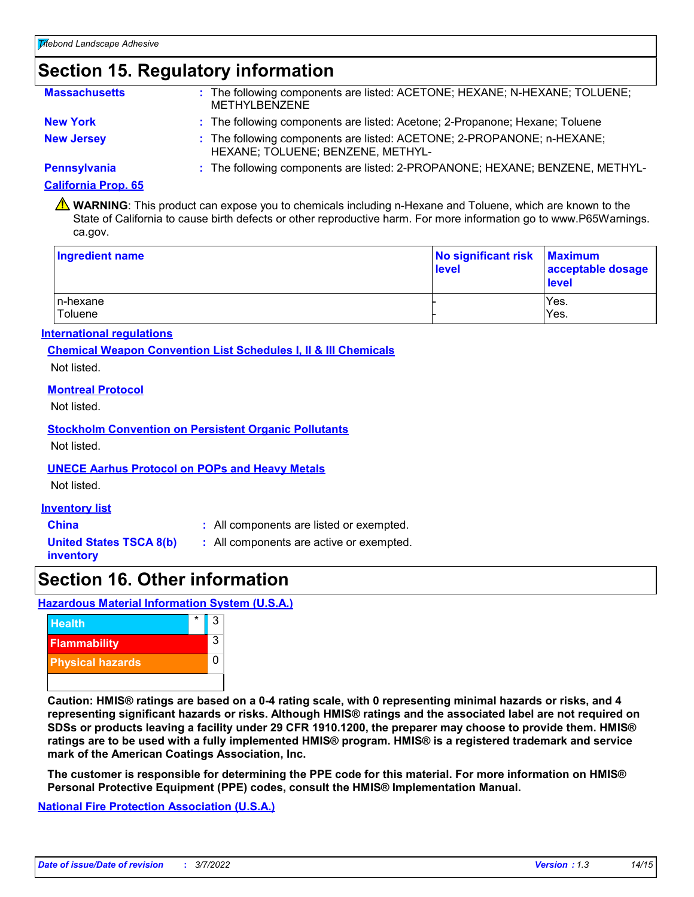## Section 15. Regulatory information

**Massachusetts** : The following components are listed: ACETONE; HEXANE; N-HEXANE; TOLUENE; METHYLBENZENE

**New York** : The following components are listed: Acetone; 2-Propanone; Hexane; Toluene

**New Jersey** : The following components are listed: ACETONE; 2-PROPANONE; n-HEXANE; HEXANE; TOLUENE; BENZENE, METHYL-

**Pennsylvania** : The following components are listed: 2-PROPANONE; HEXANE; BENZENE, METHYL-

**California Prop. 65**

⚠ **WARNING**: This product can expose you to chemicals including n-Hexane and Toluene, which are known to the State of California to cause birth defects or other reproductive harm. For more information go to www.P65Warnings.ca.gov.

| Ingredient name | No significant risk level | Maximum acceptable dosage level |
|---|---|---|
| n-hexane | - | Yes. |
| Toluene | - | Yes. |

**International regulations**

**Chemical Weapon Convention List Schedules I, II & III Chemicals**

Not listed.

**Montreal Protocol**

Not listed.

**Stockholm Convention on Persistent Organic Pollutants**

Not listed.

**UNECE Aarhus Protocol on POPs and Heavy Metals**

Not listed.

**Inventory list**

**China** : All components are listed or exempted.

**United States TSCA 8(b) inventory** : All components are active or exempted.

## Section 16. Other information

**Hazardous Material Information System (U.S.A.)**

| Hazard | Rating |
|---|---|
| Health * | 3 |
| Flammability | 3 |
| Physical hazards | 0 |

**Caution: HMIS® ratings are based on a 0-4 rating scale, with 0 representing minimal hazards or risks, and 4 representing significant hazards or risks. Although HMIS® ratings and the associated label are not required on SDSs or products leaving a facility under 29 CFR 1910.1200, the preparer may choose to provide them. HMIS® ratings are to be used with a fully implemented HMIS® program. HMIS® is a registered trademark and service mark of the American Coatings Association, Inc.**

**The customer is responsible for determining the PPE code for this material. For more information on HMIS® Personal Protective Equipment (PPE) codes, consult the HMIS® Implementation Manual.**

**National Fire Protection Association (U.S.A.)**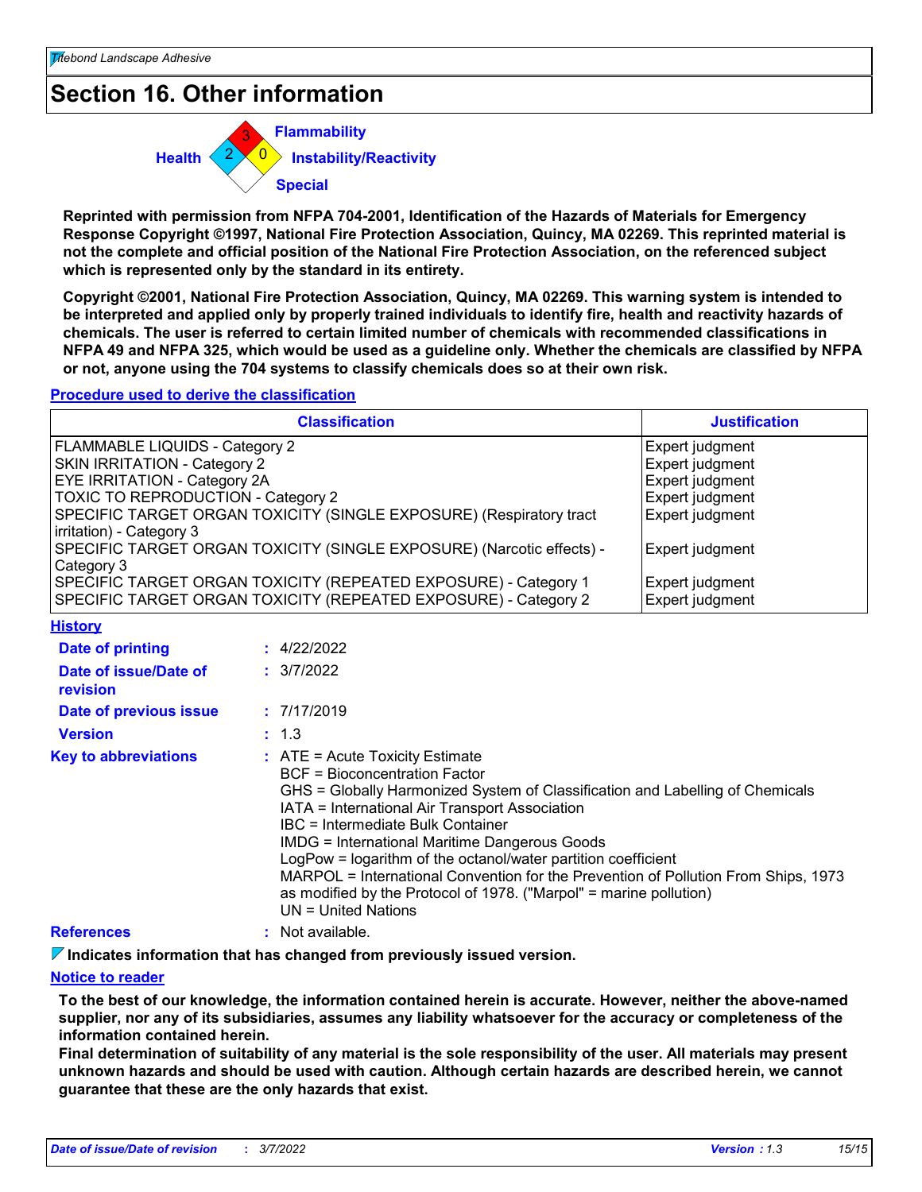# Section 16. Other information

Flammability: 3
Health: 2
Instability/Reactivity: 0
Special

**Reprinted with permission from NFPA 704-2001, Identification of the Hazards of Materials for Emergency Response Copyright ©1997, National Fire Protection Association, Quincy, MA 02269. This reprinted material is not the complete and official position of the National Fire Protection Association, on the referenced subject which is represented only by the standard in its entirety.**

**Copyright ©2001, National Fire Protection Association, Quincy, MA 02269. This warning system is intended to be interpreted and applied only by properly trained individuals to identify fire, health and reactivity hazards of chemicals. The user is referred to certain limited number of chemicals with recommended classifications in NFPA 49 and NFPA 325, which would be used as a guideline only. Whether the chemicals are classified by NFPA or not, anyone using the 704 systems to classify chemicals does so at their own risk.**

**Procedure used to derive the classification**

| Classification | Justification |
|---|---|
| FLAMMABLE LIQUIDS - Category 2 | Expert judgment |
| SKIN IRRITATION - Category 2 | Expert judgment |
| EYE IRRITATION - Category 2A | Expert judgment |
| TOXIC TO REPRODUCTION - Category 2 | Expert judgment |
| SPECIFIC TARGET ORGAN TOXICITY (SINGLE EXPOSURE) (Respiratory tract irritation) - Category 3 | Expert judgment |
| SPECIFIC TARGET ORGAN TOXICITY (SINGLE EXPOSURE) (Narcotic effects) - Category 3 | Expert judgment |
| SPECIFIC TARGET ORGAN TOXICITY (REPEATED EXPOSURE) - Category 1 | Expert judgment |
| SPECIFIC TARGET ORGAN TOXICITY (REPEATED EXPOSURE) - Category 2 | Expert judgment |

**History**

**Date of printing** : 4/22/2022

**Date of issue/Date of revision** : 3/7/2022

**Date of previous issue** : 7/17/2019

**Version** : 1.3

**Key to abbreviations** : ATE = Acute Toxicity Estimate
BCF = Bioconcentration Factor
GHS = Globally Harmonized System of Classification and Labelling of Chemicals
IATA = International Air Transport Association
IBC = Intermediate Bulk Container
IMDG = International Maritime Dangerous Goods
LogPow = logarithm of the octanol/water partition coefficient
MARPOL = International Convention for the Prevention of Pollution From Ships, 1973 as modified by the Protocol of 1978. ("Marpol" = marine pollution)
UN = United Nations

**References** : Not available.

**Indicates information that has changed from previously issued version.**

**Notice to reader**

**To the best of our knowledge, the information contained herein is accurate. However, neither the above-named supplier, nor any of its subsidiaries, assumes any liability whatsoever for the accuracy or completeness of the information contained herein.**
**Final determination of suitability of any material is the sole responsibility of the user. All materials may present unknown hazards and should be used with caution. Although certain hazards are described herein, we cannot guarantee that these are the only hazards that exist.**